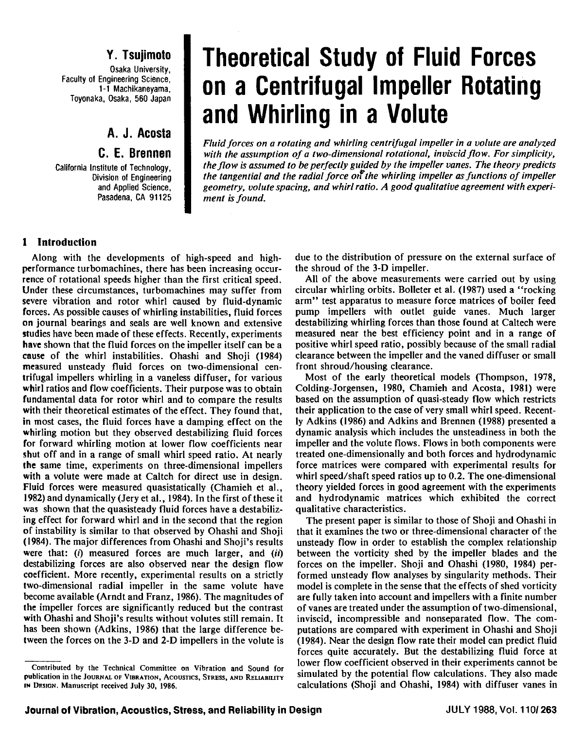# Theoretical Study of Fluid Forces on a Centrifugal Impeller Rotating and Whirling in a Volute

**Y. Tsujimoto**
Osaka University,
Faculty of Engineering Science,
1-1 Machikaneyama,
Toyonaka, Osaka, 560 Japan

**A. J. Acosta**

**C. E. Brennen**
California Institute of Technology,
Division of Engineering
and Applied Science,
Pasadena, CA 91125

*Fluid forces on a rotating and whirling centrifugal impeller in a volute are analyzed with the assumption of a two-dimensional rotational, inviscid flow. For simplicity, the flow is assumed to be perfectly guided by the impeller vanes. The theory predicts the tangential and the radial force on the whirling impeller as functions of impeller geometry, volute spacing, and whirl ratio. A good qualitative agreement with experiment is found.*

## 1 Introduction

Along with the developments of high-speed and high-performance turbomachines, there has been increasing occurrence of rotational speeds higher than the first critical speed. Under these circumstances, turbomachines may suffer from severe vibration and rotor whirl caused by fluid-dynamic forces. As possible causes of whirling instabilities, fluid forces on journal bearings and seals are well known and extensive studies have been made of these effects. Recently, experiments have shown that the fluid forces on the impeller itself can be a cause of the whirl instabilities. Ohashi and Shoji (1984) measured unsteady fluid forces on two-dimensional centrifugal impellers whirling in a vaneless diffuser, for various whirl ratios and flow coefficients. Their purpose was to obtain fundamental data for rotor whirl and to compare the results with their theoretical estimates of the effect. They found that, in most cases, the fluid forces have a damping effect on the whirling motion but they observed destabilizing fluid forces for forward whirling motion at lower flow coefficients near shut off and in a range of small whirl speed ratio. At nearly the same time, experiments on three-dimensional impellers with a volute were made at Caltch for direct use in design. Fluid forces were measured quasistatically (Chamieh et al., 1982) and dynamically (Jery et al., 1984). In the first of these it was shown that the quasisteady fluid forces have a destabilizing effect for forward whirl and in the second that the region of instability is similar to that observed by Ohashi and Shoji (1984). The major differences from Ohashi and Shoji's results were that: (*i*) measured forces are much larger, and (*ii*) destabilizing forces are also observed near the design flow coefficient. More recently, experimental results on a strictly two-dimensional radial impeller in the same volute have become available (Arndt and Franz, 1986). The magnitudes of the impeller forces are significantly reduced but the contrast with Ohashi and Shoji's results without volutes still remain. It has been shown (Adkins, 1986) that the large difference between the forces on the 3-D and 2-D impellers in the volute is due to the distribution of pressure on the external surface of the shroud of the 3-D impeller.

All of the above measurements were carried out by using circular whirling orbits. Bolleter et al. (1987) used a "rocking arm" test apparatus to measure force matrices of boiler feed pump impellers with outlet guide vanes. Much larger destabilizing whirling forces than those found at Caltech were measured near the best efficiency point and in a range of positive whirl speed ratio, possibly because of the small radial clearance between the impeller and the vaned diffuser or small front shroud/housing clearance.

Most of the early theoretical models (Thompson, 1978, Colding-Jorgensen, 1980, Chamieh and Acosta, 1981) were based on the assumption of quasi-steady flow which restricts their application to the case of very small whirl speed. Recently Adkins (1986) and Adkins and Brennen (1988) presented a dynamic analysis which includes the unsteadiness in both the impeller and the volute flows. Flows in both components were treated one-dimensionally and both forces and hydrodynamic force matrices were compared with experimental results for whirl speed/shaft speed ratios up to 0.2. The one-dimensional theory yielded forces in good agreement with the experiments and hydrodynamic matrices which exhibited the correct qualitative characteristics.

The present paper is similar to those of Shoji and Ohashi in that it examines the two or three-dimensional character of the unsteady flow in order to establish the complex relationship between the vorticity shed by the impeller blades and the forces on the impeller. Shoji and Ohashi (1980, 1984) performed unsteady flow analyses by singularity methods. Their model is complete in the sense that the effects of shed vorticity are fully taken into account and impellers with a finite number of vanes are treated under the assumption of two-dimensional, inviscid, incompressible and nonseparated flow. The computations are compared with experiment in Ohashi and Shoji (1984). Near the design flow rate their model can predict fluid forces quite accurately. But the destabilizing fluid force at lower flow coefficient observed in their experiments cannot be simulated by the potential flow calculations. They also made calculations (Shoji and Ohashi, 1984) with diffuser vanes in

Contributed by the Technical Committee on Vibration and Sound for publication in the JOURNAL OF VIBRATION, ACOUSTICS, STRESS, AND RELIABILITY IN DESIGN. Manuscript received July 30, 1986.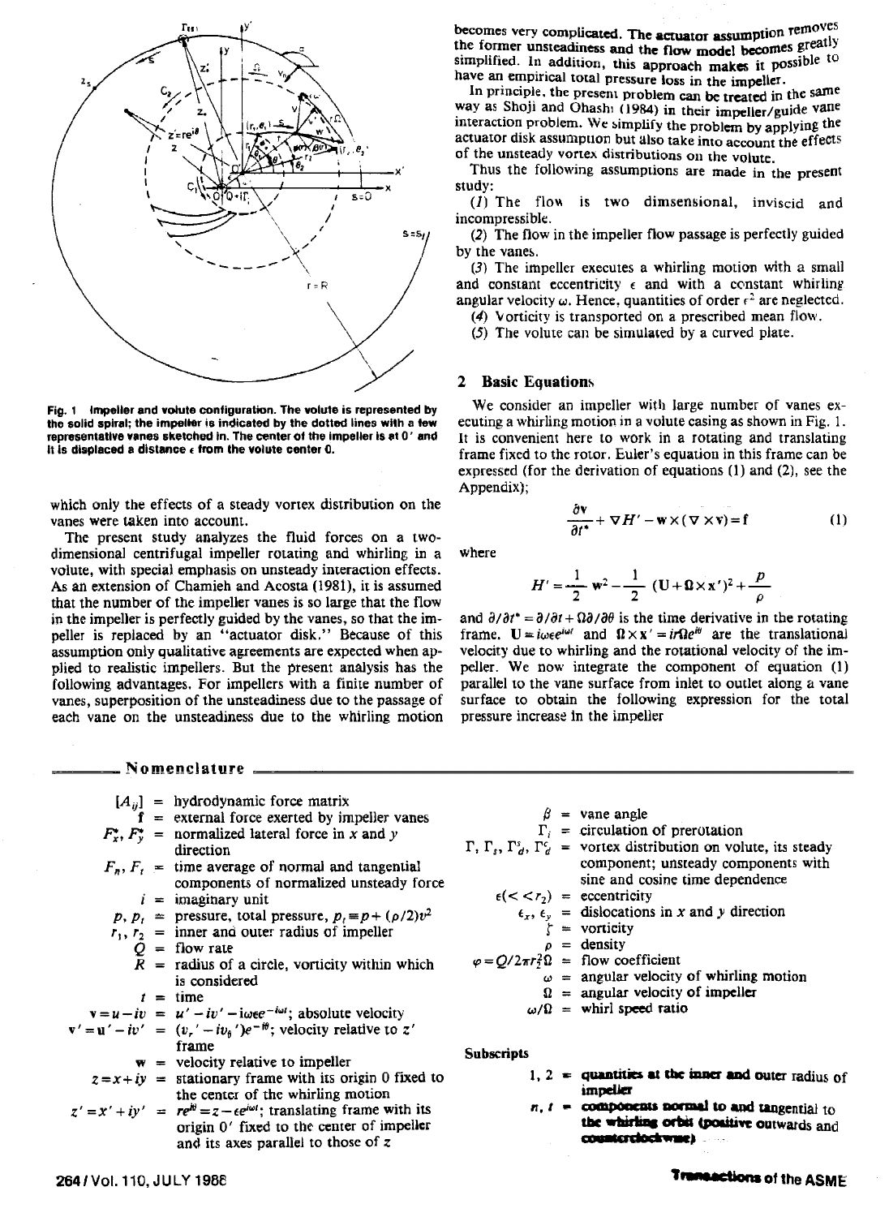Fig. 1 Impeller and volute configuration. The volute is represented by the solid spiral; the impeller is indicated by the dotted lines with a few representative vanes sketched in. The center of the impeller is at 0′ and it is displaced a distance $\epsilon$ from the volute center 0.

which only the effects of a steady vortex distribution on the vanes were taken into account.

The present study analyzes the fluid forces on a two-dimensional centrifugal impeller rotating and whirling in a volute, with special emphasis on unsteady interaction effects. As an extension of Chamieh and Acosta (1981), it is assumed that the number of the impeller vanes is so large that the flow in the impeller is perfectly guided by the vanes, so that the impeller is replaced by an "actuator disk." Because of this assumption only qualitative agreements are expected when applied to realistic impellers. But the present analysis has the following advantages. For impellers with a finite number of vanes, superposition of the unsteadiness due to the passage of each vane on the unsteadiness due to the whirling motion becomes very complicated. The actuator assumption removes the former unsteadiness and the flow model becomes greatly simplified. In addition, this approach makes it possible to have an empirical total pressure loss in the impeller.

In principle, the present problem can be treated in the same way as Shoji and Ohashi (1984) in their impeller/guide vane interaction problem. We simplify the problem by applying the actuator disk assumption but also take into account the effects of the unsteady vortex distributions on the volute.

Thus the following assumptions are made in the present study:

(*1*) The flow is two dimsensional, inviscid and incompressible.

(*2*) The flow in the impeller flow passage is perfectly guided by the vanes.

(*3*) The impeller executes a whirling motion with a small and constant eccentricity $\epsilon$ and with a constant whirling angular velocity $\omega$. Hence, quantities of order $\epsilon^2$ are neglected.

(*4*) Vorticity is transported on a prescribed mean flow.

(*5*) The volute can be simulated by a curved plate.

## 2 Basic Equations

We consider an impeller with large number of vanes executing a whirling motion in a volute casing as shown in Fig. 1. It is convenient here to work in a rotating and translating frame fixed to the rotor. Euler's equation in this frame can be expressed (for the derivation of equations (1) and (2), see the Appendix);

$$\frac{\delta \mathbf{v}}{\partial t^*} + \nabla H' - \mathbf{w} \times (\nabla \times \mathbf{v}) = \mathbf{f} \tag{1}$$

where

$$H' = \frac{1}{2}\mathbf{w}^2 - \frac{1}{2}(\mathbf{U} + \boldsymbol{\Omega} \times \mathbf{x}')^2 + \frac{p}{\rho}$$

and $\partial/\partial t^* = \partial/\partial t + \Omega \partial/\partial \theta$ is the time derivative in the rotating frame. $\mathbf{U} = i\omega\epsilon e^{i\omega t}$ and $\boldsymbol{\Omega} \times \mathbf{x}' = ir\Omega e^{i\theta}$ are the translational velocity due to whirling and the rotational velocity of the impeller. We now integrate the component of equation (1) parallel to the vane surface from inlet to outlet along a vane surface to obtain the following expression for the total pressure increase in the impeller

## Nomenclature

| | | |
|---|---|---|
| $[A_{ij}]$ | = | hydrodynamic force matrix |
| $\mathbf{f}$ | = | external force exerted by impeller vanes |
| $F_x^*, F_y^*$ | = | normalized lateral force in $x$ and $y$ direction |
| $F_n, F_t$ | = | time average of normal and tangential components of normalized unsteady force |
| $i$ | = | imaginary unit |
| $p, p_t$ | = | pressure, total pressure, $p_t \equiv p + (\rho/2)v^2$ |
| $r_1, r_2$ | = | inner and outer radius of impeller |
| $Q$ | = | flow rate |
| $R$ | = | radius of a circle, vorticity within which is considered |
| $t$ | = | time |
| $\mathbf{v} = u - iv$ | = | $u' - iv' - i\omega\epsilon e^{-i\omega t}$; absolute velocity |
| $\mathbf{v}' = \mathbf{u}' - iv'$ | = | $(v_r' - iv_\theta')e^{-i\theta}$; velocity relative to $z'$ frame |
| $\mathbf{w}$ | = | velocity relative to impeller |
| $z = x + iy$ | = | stationary frame with its origin 0 fixed to the center of the whirling motion |
| $z' = x' + iy'$ | = | $re^{i\theta} = z - \epsilon e^{i\omega t}$; translating frame with its origin 0′ fixed to the center of impeller and its axes parallel to those of $z$ |
| $\beta$ | = | vane angle |
| $\Gamma_i$ | = | circulation of prerotation |
| $\Gamma, \Gamma_s, \Gamma_d^s, \Gamma_d^c$ | = | vortex distribution on volute, its steady component; unsteady components with sine and cosine time dependence |
| $\epsilon (<< r_2)$ | = | eccentricity |
| $\epsilon_x, \epsilon_y$ | = | dislocations in $x$ and $y$ direction |
| $\zeta$ | = | vorticity |
| $\rho$ | = | density |
| $\varphi = Q/2\pi r_2^2\Omega$ | = | flow coefficient |
| $\omega$ | = | angular velocity of whirling motion |
| $\Omega$ | = | angular velocity of impeller |
| $\omega/\Omega$ | = | whirl speed ratio |

**Subscripts**

| | | |
|---|---|---|
| 1, 2 | = | quantities at the inner and outer radius of impeller |
| $n, t$ | = | components normal to and tangential to the whirling orbit (positive outwards and counterclockwise) |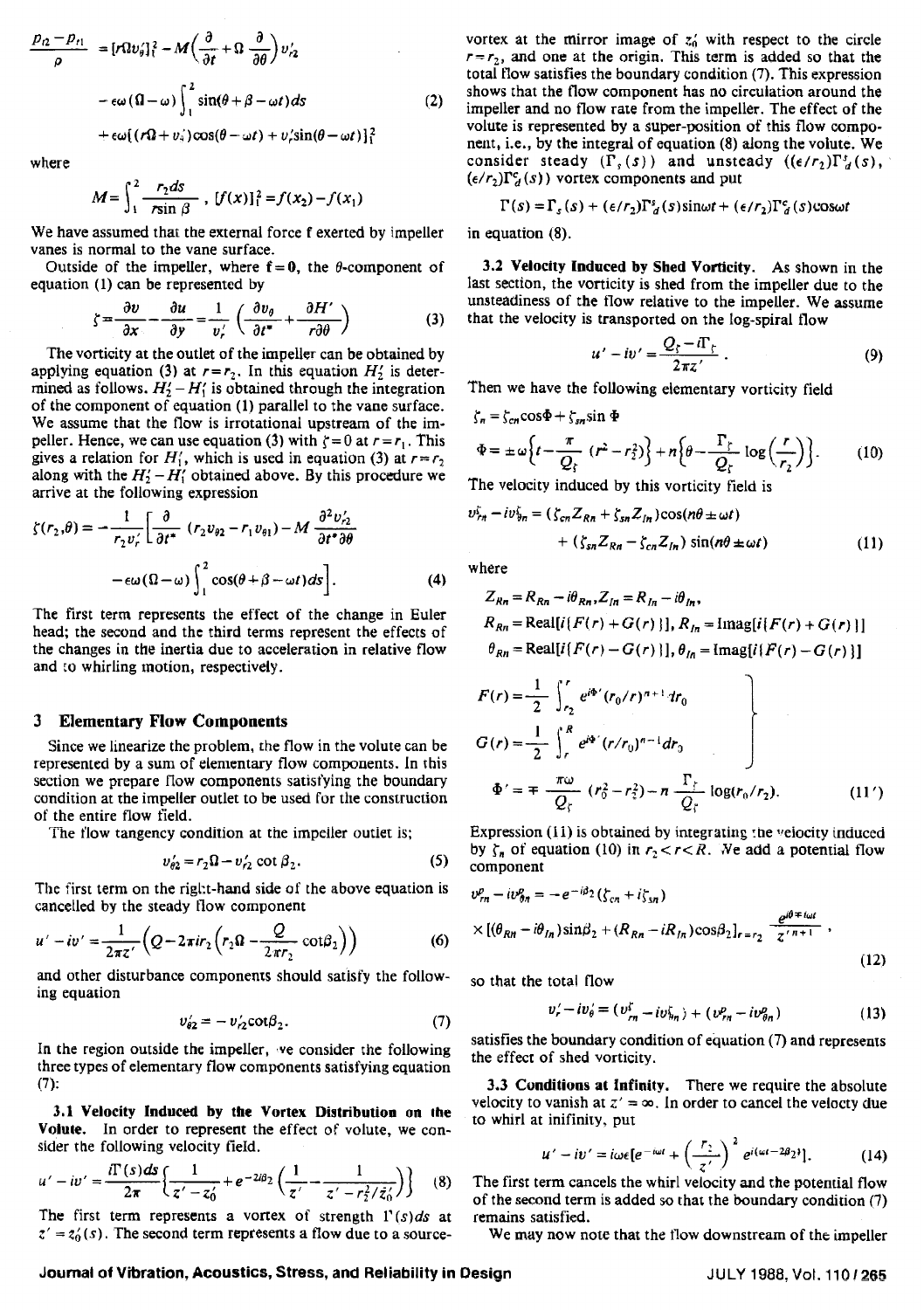$$\frac{p_{t2}-p_{t1}}{\rho} = [r\Omega v_\theta']_1^2 - M\left(\frac{\partial}{\partial t}+\Omega\frac{\partial}{\partial \theta}\right)v_{r2}'$$

$$-\epsilon\omega(\Omega-\omega)\int_1^2 \sin(\theta+\beta-\omega t)ds \tag{2}$$

$$+\epsilon\omega[(r\Omega+v_\theta')\cos(\theta-\omega t)+v_r'\sin(\theta-\omega t)]_1^2$$

where

$$M=\int_1^2 \frac{r_2 ds}{r\sin\beta},\ [f(x)]_1^2 = f(x_2)-f(x_1)$$

We have assumed that the external force f exerted by impeller vanes is normal to the vane surface.

Outside of the impeller, where $\mathbf{f}=0$, the $\theta$-component of equation (1) can be represented by

$$\zeta=\frac{\partial v}{\partial x}-\frac{\partial u}{\partial y}=\frac{1}{v_r'}\left(\frac{\partial v_\theta}{\partial t^*}+\frac{\partial H'}{r\partial\theta}\right) \tag{3}$$

The vorticity at the outlet of the impeller can be obtained by applying equation (3) at $r=r_2$. In this equation $H_2'$ is determined as follows. $H_2'-H_1'$ is obtained through the integration of the component of equation (1) parallel to the vane surface. We assume that the flow is irrotational upstream of the impeller. Hence, we can use equation (3) with $\zeta=0$ at $r=r_1$. This gives a relation for $H_1'$, which is used in equation (3) at $r=r_2$ along with the $H_2'-H_1'$ obtained above. By this procedure we arrive at the following expression

$$\zeta(r_2,\theta)=-\frac{1}{r_2 v_r'}\left[\frac{\partial}{\partial t^*}(r_2 v_{\theta 2}-r_1 v_{\theta 1})-M\frac{\partial^2 v_{r2}'}{\partial t^*\partial\theta}\right.$$

$$\left.-\epsilon\omega(\Omega-\omega)\int_1^2\cos(\theta+\beta-\omega t)ds\right]. \tag{4}$$

The first term represents the effect of the change in Euler head; the second and the third terms represent the effects of the changes in the inertia due to acceleration in relative flow and to whirling motion, respectively.

## 3 Elementary Flow Components

Since we linearize the problem, the flow in the volute can be represented by a sum of elementary flow components. In this section we prepare flow components satisfying the boundary condition at the impeller outlet to be used for the construction of the entire flow field.

The flow tangency condition at the impeller outlet is;

$$v_{\theta 2}'=r_2\Omega-v_{r2}'\cot\beta_2. \tag{5}$$

The first term on the right-hand side of the above equation is cancelled by the steady flow component

$$u'-iv'=\frac{1}{2\pi z'}\left(Q-2\pi i r_2\left(r_2\Omega-\frac{Q}{2\pi r_2}\cot\beta_2\right)\right) \tag{6}$$

and other disturbance components should satisfy the following equation

$$v_{\theta 2}'=-v_{r2}'\cot\beta_2. \tag{7}$$

In the region outside the impeller, we consider the following three types of elementary flow components satisfying equation (7):

**3.1 Velocity Induced by the Vortex Distribution on the Volute.** In order to represent the effect of volute, we consider the following velocity field.

$$u'-iv'=\frac{i\Gamma(s)ds}{2\pi}\left\{\frac{1}{z'-z_0'}+e^{-2i\beta_2}\left(\frac{1}{z'}-\frac{1}{z'-r_2^2/\bar{z}_0'}\right)\right\} \tag{8}$$

The first term represents a vortex of strength $\Gamma(s)ds$ at $z'=z_0'(s)$. The second term represents a flow due to a source-vortex at the mirror image of $z_0'$ with respect to the circle $r=r_2$, and one at the origin. This term is added so that the total flow satisfies the boundary condition (7). This expression shows that the flow component has no circulation around the impeller and no flow rate from the impeller. The effect of the volute is represented by a super-position of this flow component, i.e., by the integral of equation (8) along the volute. We consider steady ($\Gamma_s(s)$) and unsteady ($(\epsilon/r_2)\Gamma_d^s(s)$, $(\epsilon/r_2)\Gamma_d^c(s)$) vortex components and put

$$\Gamma(s)=\Gamma_s(s)+(\epsilon/r_2)\Gamma_d^s(s)\sin\omega t+(\epsilon/r_2)\Gamma_d^c(s)\cos\omega t$$

in equation (8).

**3.2 Velocity Induced by Shed Vorticity.** As shown in the last section, the vorticity is shed from the impeller due to the unsteadiness of the flow relative to the impeller. We assume that the velocity is transported on the log-spiral flow

$$u'-iv'=\frac{Q_\zeta-i\Gamma_\zeta}{2\pi z'}. \tag{9}$$

Then we have the following elementary vorticity field

$$\zeta_n=\zeta_{cn}\cos\Phi+\zeta_{sn}\sin\Phi$$

$$\Phi=\pm\omega\left\{t-\frac{\pi}{Q_\zeta}(r^2-r_2^2)\right\}+n\left\{\theta-\frac{\Gamma_\zeta}{Q_\zeta}\log\left(\frac{r}{r_2}\right)\right\}. \tag{10}$$

The velocity induced by this vorticity field is

$$v_{rn}^\zeta-iv_{\theta n}^\zeta=(\zeta_{cn}Z_{Rn}+\zeta_{sn}Z_{In})\cos(n\theta\pm\omega t)$$

$$+(\zeta_{sn}Z_{Rn}-\zeta_{cn}Z_{In})\sin(n\theta\pm\omega t) \tag{11}$$

where

$$Z_{Rn}=R_{Rn}-i\theta_{Rn}, Z_{In}=R_{In}-i\theta_{In},$$

$$R_{Rn}=\mathrm{Real}[i\{F(r)+G(r)\}], R_{In}=\mathrm{Imag}[i\{F(r)+G(r)\}]$$

$$\theta_{Rn}=\mathrm{Real}[i\{F(r)-G(r)\}], \theta_{In}=\mathrm{Imag}[i\{F(r)-G(r)\}]$$

$$F(r)=\frac{1}{2}\int_{r_2}^{r}e^{i\Phi'}(r_0/r)^{n+1}dr_0$$

$$G(r)=\frac{1}{2}\int_{r}^{R}e^{i\Phi'}(r/r_0)^{n-1}dr_0$$

$$\Phi'=\mp\frac{\pi\omega}{Q_\zeta}(r_0^2-r_2^2)-n\frac{\Gamma_\zeta}{Q_\zeta}\log(r_0/r_2). \tag{11'}$$

Expression (11) is obtained by integrating the velocity induced by $\zeta_n$ of equation (10) in $r_2<r<R$. We add a potential flow component

$$v_{rn}^p-iv_{\theta n}^p=-e^{-i\beta_2}(\zeta_{cn}+i\zeta_{sn})$$

$$\times[(\theta_{Rn}-i\theta_{In})\sin\beta_2+(R_{Rn}-iR_{In})\cos\beta_2]_{r=r_2}\frac{e^{i\theta\mp i\omega t}}{z'^{n+1}}, \tag{12}$$

so that the total flow

$$v_r'-iv_\theta'=(v_{rn}^\zeta-iv_{\theta n}^\zeta)+(v_{rn}^p-iv_{\theta n}^p) \tag{13}$$

satisfies the boundary condition of equation (7) and represents the effect of shed vorticity.

**3.3 Conditions at Infinity.** There we require the absolute velocity to vanish at $z'=\infty$. In order to cancel the velocity due to whirl at inifinity, put

$$u'-iv'=i\omega\epsilon[e^{-i\omega t}+\left(\frac{r_2}{z'}\right)^2e^{i(\omega t-2\beta_2)}]. \tag{14}$$

The first term cancels the whirl velocity and the potential flow of the second term is added so that the boundary condition (7) remains satisfied.

We may now note that the flow downstream of the impeller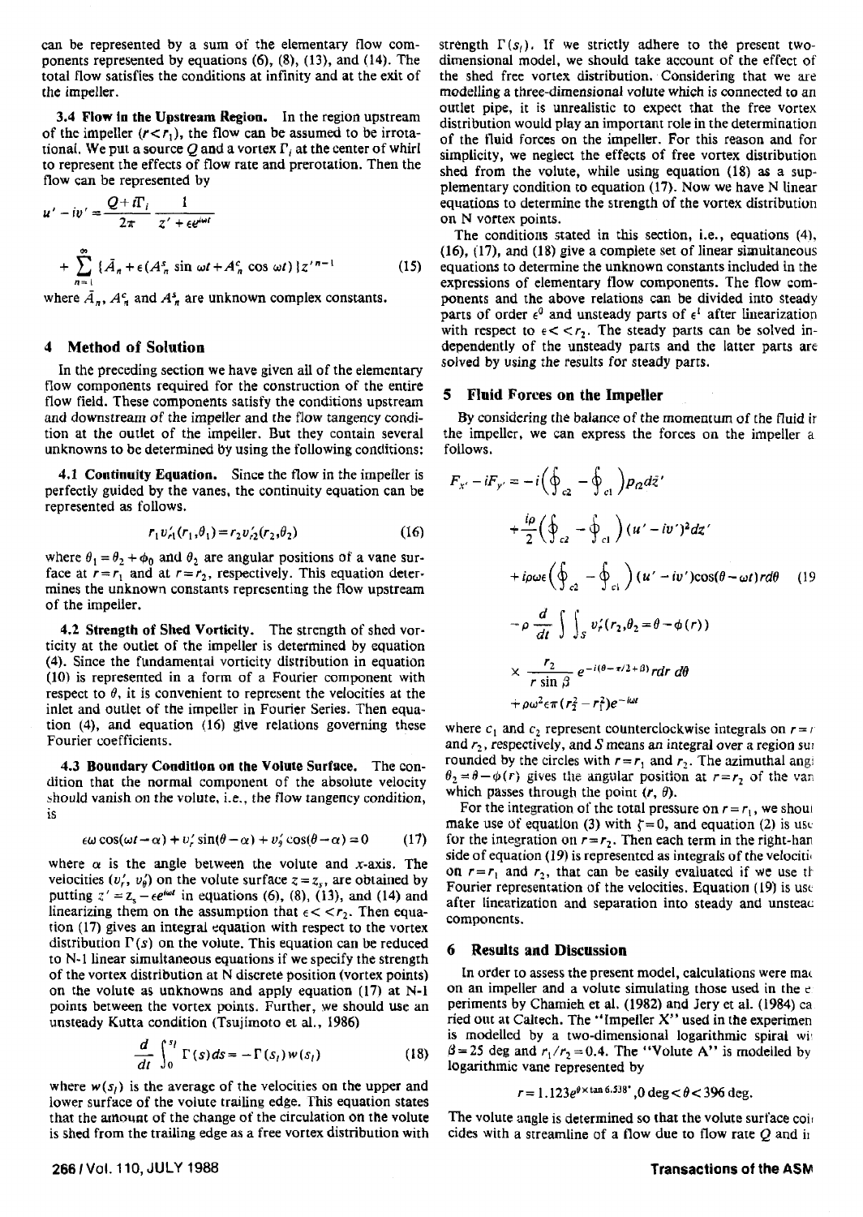can be represented by a sum of the elementary flow components represented by equations (6), (8), (13), and (14). The total flow satisfies the conditions at infinity and at the exit of the impeller.

**3.4 Flow in the Upstream Region.** In the region upstream of the impeller ($r<r_1$), the flow can be assumed to be irrotational. We put a source $Q$ and a vortex $\Gamma_i$ at the center of whirl to represent the effects of flow rate and prerotation. Then the flow can be represented by

$$u'-iv'=\frac{Q+i\Gamma_i}{2\pi}\frac{1}{z'+\epsilon e^{i\omega t}}$$

$$+\sum_{n=1}^{\infty}\{\bar{A}_n+\epsilon(A_n^s\sin\omega t+A_n^c\cos\omega t)\}z'^{n-1} \qquad (15)$$

where $\bar{A}_n$, $A_n^c$ and $A_n^s$ are unknown complex constants.

## 4 Method of Solution

In the preceding section we have given all of the elementary flow components required for the construction of the entire flow field. These components satisfy the conditions upstream and downstream of the impeller and the flow tangency condition at the outlet of the impeller. But they contain several unknowns to be determined by using the following conditions:

**4.1 Continuity Equation.** Since the flow in the impeller is perfectly guided by the vanes, the continuity equation can be represented as follows.

$$r_1 v_{r1}'(r_1,\theta_1)=r_2 v_{r2}'(r_2,\theta_2) \qquad (16)$$

where $\theta_1=\theta_2+\phi_0$ and $\theta_2$ are angular positions of a vane surface at $r=r_1$ and at $r=r_2$, respectively. This equation determines the unknown constants representing the flow upstream of the impeller.

**4.2 Strength of Shed Vorticity.** The strength of shed vorticity at the outlet of the impeller is determined by equation (4). Since the fundamental vorticity distribution in equation (10) is represented in a form of a Fourier component with respect to $\theta$, it is convenient to represent the velocities at the inlet and outlet of the impeller in Fourier Series. Then equation (4), and equation (16) give relations governing these Fourier coefficients.

**4.3 Boundary Condition on the Volute Surface.** The condition that the normal component of the absolute velocity should vanish on the volute, i.e., the flow tangency condition, is

$$\epsilon\omega\cos(\omega t-\alpha)+v_r'\sin(\theta-\alpha)+v_\theta'\cos(\theta-\alpha)=0 \qquad (17)$$

where $\alpha$ is the angle between the volute and $x$-axis. The velocities ($v_r'$, $v_\theta'$) on the volute surface $z=z_s$, are obtained by putting $z'=z_s-\epsilon e^{i\omega t}$ in equations (6), (8), (13), and (14) and linearizing them on the assumption that $\epsilon<<r_2$. Then equation (17) gives an integral equation with respect to the vortex distribution $\Gamma(s)$ on the volute. This equation can be reduced to N-1 linear simultaneous equations if we specify the strength of the vortex distribution at N discrete position (vortex points) on the volute as unknowns and apply equation (17) at N-1 points between the vortex points. Further, we should use an unsteady Kutta condition (Tsujimoto et al., 1986)

$$\frac{d}{dt}\int_0^{s_l}\Gamma(s)ds=-\Gamma(s_l)w(s_l) \qquad (18)$$

where $w(s_l)$ is the average of the velocities on the upper and lower surface of the volute trailing edge. This equation states that the amount of the change of the circulation on the volute is shed from the trailing edge as a free vortex distribution with strength $\Gamma(s_l)$. If we strictly adhere to the present two-dimensional model, we should take account of the effect of the shed free vortex distribution. Considering that we are modelling a three-dimensional volute which is connected to an outlet pipe, it is unrealistic to expect that the free vortex distribution would play an important role in the determination of the fluid forces on the impeller. For this reason and for simplicity, we neglect the effects of free vortex distribution shed from the volute, while using equation (18) as a supplementary condition to equation (17). Now we have N linear equations to determine the strength of the vortex distribution on N vortex points.

The conditions stated in this section, i.e., equations (4), (16), (17), and (18) give a complete set of linear simultaneous equations to determine the unknown constants included in the expressions of elementary flow components. The flow components and the above relations can be divided into steady parts of order $\epsilon^0$ and unsteady parts of $\epsilon^1$ after linearization with respect to $\epsilon<<r_2$. The steady parts can be solved independently of the unsteady parts and the latter parts are solved by using the results for steady parts.

## 5 Fluid Forces on the Impeller

By considering the balance of the momentum of the fluid in the impeller, we can express the forces on the impeller as follows.

$$F_{x'}-iF_{y'}=-i\left(\oint_{c2}-\oint_{c1}\right)p_{t2}d\bar{z}'$$

$$+\frac{i\rho}{2}\left(\oint_{c2}-\oint_{c1}\right)(u'-iv')^2dz'$$

$$+i\rho\omega\epsilon\left(\oint_{c2}-\oint_{c1}\right)(u'-iv')\cos(\theta-\omega t)rd\theta \qquad (19)$$

$$-\rho\frac{d}{dt}\int\int_S v_r'(r_2,\theta_2=\theta-\phi(r))$$

$$\times\frac{r_2}{r\sin\beta}e^{-i(\theta-\pi/2+\beta)}rdr\,d\theta$$

$$+\rho\omega^2\epsilon\pi(r_2^2-r_1^2)e^{-i\omega t}$$

where $c_1$ and $c_2$ represent counterclockwise integrals on $r=r_1$ and $r_2$, respectively, and $S$ means an integral over a region surrounded by the circles with $r=r_1$ and $r_2$. The azimuthal angle $\theta_2=\theta-\phi(r)$ gives the angular position at $r=r_2$ of the vane which passes through the point ($r$, $\theta$).

For the integration of the total pressure on $r=r_1$, we should make use of equation (3) with $\zeta=0$, and equation (2) is used for the integration on $r=r_2$. Then each term in the right-hand side of equation (19) is represented as integrals of the velocities on $r=r_1$ and $r_2$, that can be easily evaluated if we use the Fourier representation of the velocities. Equation (19) is used after linearization and separation into steady and unsteady components.

## 6 Results and Discussion

In order to assess the present model, calculations were made on an impeller and a volute simulating those used in the experiments by Chamieh et al. (1982) and Jery et al. (1984) carried out at Caltech. The "Impeller X" used in the experiment is modelled by a two-dimensional logarithmic spiral with $\beta=25$ deg and $r_1/r_2=0.4$. The "Volute A" is modelled by logarithmic vane represented by

$$r=1.123e^{\theta\times\tan 6.538^\circ},0\text{ deg}<\theta<396\text{ deg}.$$

The volute angle is determined so that the volute surface coincides with a streamline of a flow due to flow rate $Q$ and i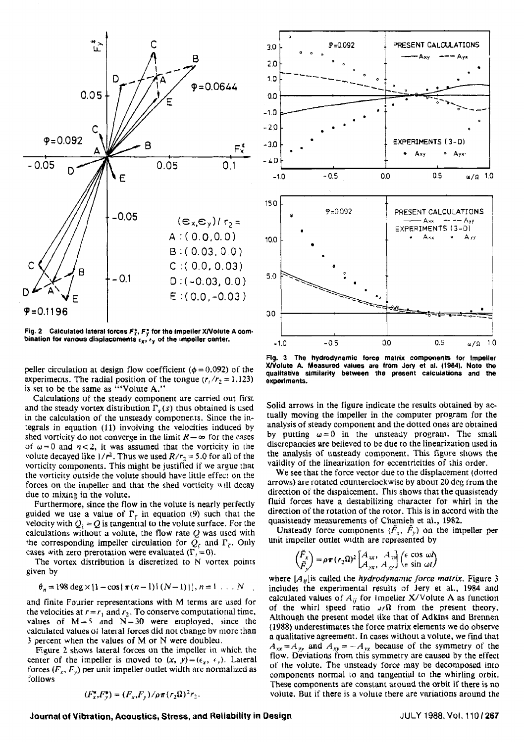Fig. 2 Calculated lateral forces $F_x^*$, $F_y^*$ for the impeller X/Volute A combination for various displacements $\epsilon_x$, $\epsilon_y$ of the impeller center.

Fig. 3 The hydrodynamic force matrix components for Impeller X/Volute A. Measured values are from Jery et al. (1984). Note the qualitative similarity between the present calculations and the experiments.

peller circulation at design flow coefficient ($\phi = 0.092$) of the experiments. The radial position of the tongue ($r_t/r_2 = 1.123$) is set to be the same as "Volute A."

Calculations of the steady component are carried out first and the steady vortex distribution $\Gamma_s(s)$ thus obtained is used in the calculation of the unsteady components. Since the integrals in equation (11) involving the velocities induced by shed vorticity do not converge in the limit $R \rightarrow \infty$ for the cases of $\omega = 0$ and $n < 2$, it was assumed that the vorticity in the volute decayed like $1/r^2$. Thus we used $R/r_2 = 5.0$ for all of the vorticity components. This might be justified if we argue that the vorticity outside the volute should have little effect on the forces on the impeller and that the shed vorticity will decay due to mixing in the volute.

Furthermore, since the flow in the volute is nearly perfectly guided we use a value of $\Gamma_r$ in equation (9) such that the velocity with $Q_r = Q$ is tangential to the volute surface. For the calculations without a volute, the flow rate $Q$ was used with the corresponding impeller circulation for $Q_r$ and $\Gamma_r$. Only cases with zero prerotation were evaluated ($\Gamma_i = 0$).

The vortex distribution is discretized to N vortex points given by

$$\theta_n = 198 \deg \times [1 - \cos\{\pi(n-1)/(N-1)\}], \; n = 1 \ldots N$$

and finite Fourier representations with M terms are used for the velocities at $r = r_1$ and $r_2$. To conserve computational time, values of $M = 5$ and $N = 30$ were employed, since the calculated values of lateral forces did not change by more than 3 percent when the values of M or N were doubled.

Figure 2 shows lateral forces on the impeller in which the center of the impeller is moved to $(x, y) = (\epsilon_x, \epsilon_y)$. Lateral forces $(F_x, F_y)$ per unit impeller outlet width are normalized as follows

$$(F_x^*, F_y^*) = (F_x, F_y)/\rho\pi(r_2\Omega)^2 r_2.$$

Solid arrows in the figure indicate the results obtained by actually moving the impeller in the computer program for the analysis of steady component and the dotted ones are obtained by putting $\omega = 0$ in the unsteady program. The small discrepancies are believed to be due to the linearization used in the analysis of unsteady component. This figure shows the validity of the linearization for eccentricities of this order.

We see that the force vector due to the displacement (dotted arrows) are rotated counterclockwise by about 20 deg from the direction of the dispalcement. This shows that the quasisteady fluid forces have a destabilizing character for whirl in the direction of the rotation of the rotor. This is in accord with the quasisteady measurements of Chamieh et al., 1982.

Unsteady force components $(\tilde{F}_x, \tilde{F}_y)$ on the impeller per unit impeller outlet width are represented by

$$\begin{pmatrix} \tilde{F}_x \\ \tilde{F}_y \end{pmatrix} = \rho\pi(r_2\Omega)^2 \begin{bmatrix} A_{xx}, & A_{xy} \\ A_{yx}, & A_{yy} \end{bmatrix} \begin{pmatrix} \epsilon \cos \omega t \\ \epsilon \sin \omega t \end{pmatrix}$$

where $[A_{ij}]$ is called the *hydrodynamic force matrix*. Figure 3 includes the experimental results of Jery et al., 1984 and calculated values of $A_{ij}$ for Impeller X/Volute A as function of the whirl speed ratio $\omega/\Omega$ from the present theory. Although the present model like that of Adkins and Brennen (1988) underestimates the force matrix elements we do observe a qualitative agreement. In cases without a volute, we find that $A_{xx} = A_{yy}$ and $A_{xy} = -A_{yx}$ because of the symmetry of the flow. Deviations from this symmetry are caused by the effect of the volute. The unsteady force may be decomposed into components normal to and tangential to the whirling orbit. These components are constant around the orbit if there is no volute. But if there is a volute there are variations around the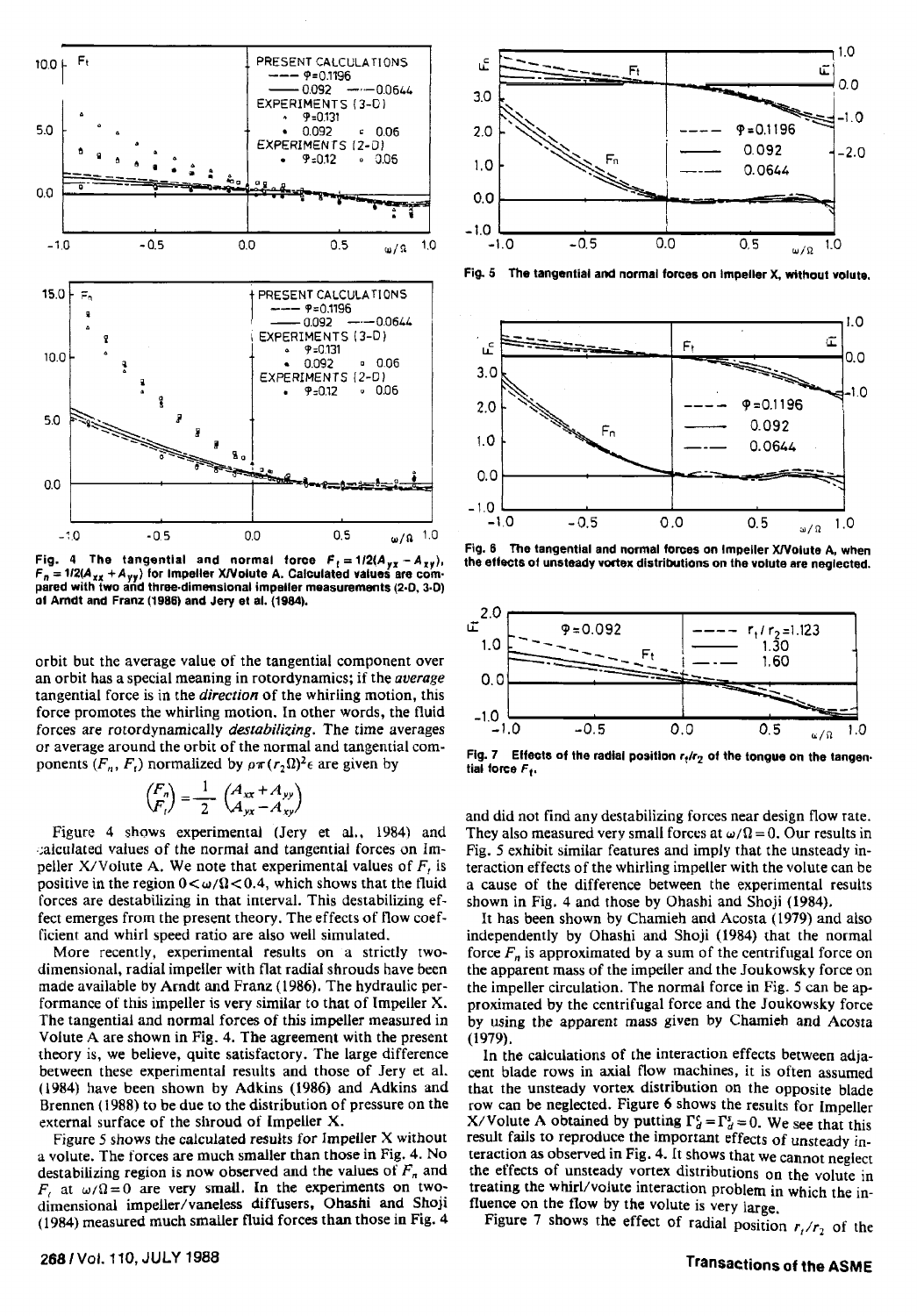$F_t$

10.0

5.0

0.0

-1.0 -0.5 0.0 0.5 $\omega/\Omega$ 1.0

PRESENT CALCULATIONS
---- $\varphi$=0.1196
—— 0.092 —·— 0.0644
EXPERIMENTS (3-D)
$\varphi$=0.131
0.092 0.06
EXPERIMENTS (2-D)
$\varphi$=0.12 0.06

$F_n$

15.0

10.0

5.0

0.0

-1.0 -0.5 0.0 0.5 $\omega/\Omega$ 1.0

PRESENT CALCULATIONS
---- $\varphi$=0.1196
—— 0.092 —·— 0.0644
EXPERIMENTS (3-D)
$\varphi$=0.131
0.092 0.06
EXPERIMENTS (2-D)
$\varphi$=0.12 0.06

**Fig. 4 The tangential and normal force $F_t = 1/2(A_{yx} - A_{xy})$, $F_n = 1/2(A_{xx} + A_{yy})$ for Impeller X/Volute A. Calculated values are compared with two and three-dimensional impeller measurements (2-D, 3-D) of Arndt and Franz (1986) and Jery et al. (1984).**

orbit but the average value of the tangential component over an orbit has a special meaning in rotordynamics; if the *average* tangential force is in the *direction* of the whirling motion, this force promotes the whirling motion. In other words, the fluid forces are rotordynamically *destabilizing*. The time averages or average around the orbit of the normal and tangential components $(F_n, F_t)$ normalized by $\rho\pi(r_2\Omega)^2\epsilon$ are given by

$$\begin{pmatrix} F_n \\ F_t \end{pmatrix} = \frac{1}{2}\begin{pmatrix} A_{xx} + A_{yy} \\ A_{yx} - A_{xy} \end{pmatrix}$$

Figure 4 shows experimental (Jery et al., 1984) and calculated values of the normal and tangential forces on Impeller X/Volute A. We note that experimental values of $F_t$ is positive in the region $0 < \omega/\Omega < 0.4$, which shows that the fluid forces are destabilizing in that interval. This destabilizing effect emerges from the present theory. The effects of flow coefficient and whirl speed ratio are also well simulated.

More recently, experimental results on a strictly two-dimensional, radial impeller with flat radial shrouds have been made available by Arndt and Franz (1986). The hydraulic performance of this impeller is very similar to that of Impeller X. The tangential and normal forces of this impeller measured in Volute A are shown in Fig. 4. The agreement with the present theory is, we believe, quite satisfactory. The large difference between these experimental results and those of Jery et al. (1984) have been shown by Adkins (1986) and Adkins and Brennen (1988) to be due to the distribution of pressure on the external surface of the shroud of Impeller X.

Figure 5 shows the calculated results for Impeller X without a volute. The forces are much smaller than those in Fig. 4. No destabilizing region is now observed and the values of $F_n$ and $F_t$ at $\omega/\Omega = 0$ are very small. In the experiments on two-dimensional impeller/vaneless diffusers, Ohashi and Shoji (1984) measured much smaller fluid forces than those in Fig. 4

$F_n$ $F_t$

3.0 2.0 1.0 0.0 -1.0

1.0 0.0 -1.0 -2.0

-1.0 -0.5 0.0 0.5 $\omega/\Omega$ 1.0

---- $\varphi$=0.1196
—— 0.092
—·— 0.0644

**Fig. 5 The tangential and normal forces on Impeller X, without volute.**

$F_n$ $F_t$

3.0 2.0 1.0 0.0 -1.0

1.0 0.0 -1.0

-1.0 -0.5 0.0 0.5 $\omega/\Omega$ 1.0

---- $\varphi$=0.1196
—— 0.092
—·— 0.0644

**Fig. 6 The tangential and normal forces on Impeller X/Volute A, when the effects of unsteady vortex distributions on the volute are neglected.**

$F_t$

2.0 1.0 0.0 -1.0

$\varphi$=0.092

---- $r_t/r_2$=1.123
—— 1.30
—·— 1.60

-1.0 -0.5 0.0 0.5 $\omega/\Omega$ 1.0

**Fig. 7 Effects of the radial position $r_t/r_2$ of the tongue on the tangential force $F_t$.**

and did not find any destabilizing forces near design flow rate. They also measured very small forces at $\omega/\Omega = 0$. Our results in Fig. 5 exhibit similar features and imply that the unsteady interaction effects of the whirling impeller with the volute can be a cause of the difference between the experimental results shown in Fig. 4 and those by Ohashi and Shoji (1984).

It has been shown by Chamieh and Acosta (1979) and also independently by Ohashi and Shoji (1984) that the normal force $F_n$ is approximated by a sum of the centrifugal force on the apparent mass of the impeller and the Joukowsky force on the impeller circulation. The normal force in Fig. 5 can be approximated by the centrifugal force and the Joukowsky force by using the apparent mass given by Chamieh and Acosta (1979).

In the calculations of the interaction effects between adjacent blade rows in axial flow machines, it is often assumed that the unsteady vortex distribution on the opposite blade row can be neglected. Figure 6 shows the results for Impeller X/Volute A obtained by putting $\Gamma_d^c = \Gamma_d^s = 0$. We see that this result fails to reproduce the important effects of unsteady interaction as observed in Fig. 4. It shows that we cannot neglect the effects of unsteady vortex distributions on the volute in treating the whirl/volute interaction problem in which the influence on the flow by the volute is very large.

Figure 7 shows the effect of radial position $r_t/r_2$ of the